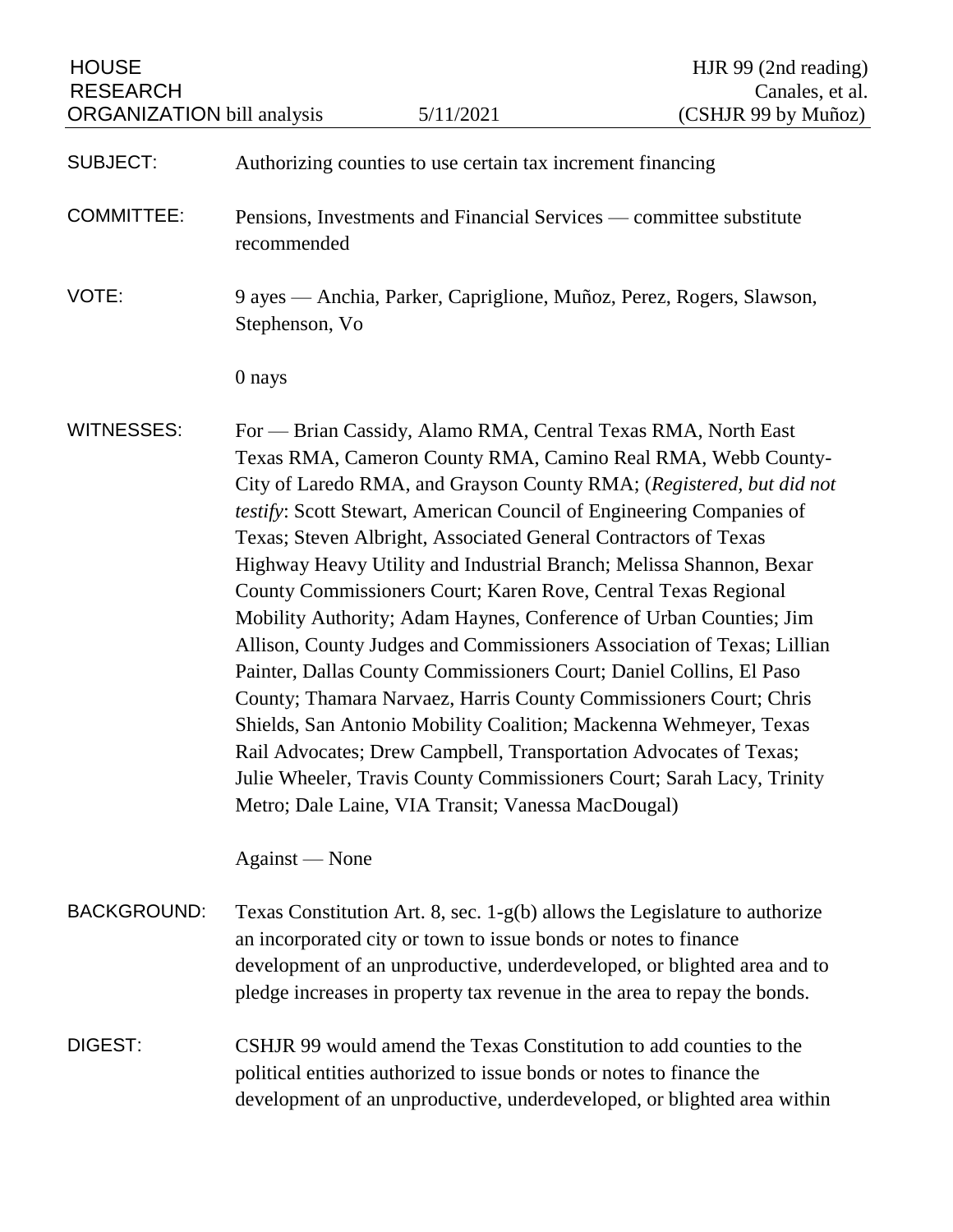HOUSE RESEARCH ORGANIZATION bill analysis | 5/11/2021 | HJR 99 (2nd reading) Canales, et al. (CSHJR 99 by Muñoz)

**SUBJECT:** Authorizing counties to use certain tax increment financing

**COMMITTEE:** Pensions, Investments and Financial Services — committee substitute recommended

**VOTE:** 9 ayes — Anchia, Parker, Capriglione, Muñoz, Perez, Rogers, Slawson, Stephenson, Vo

0 nays

**WITNESSES:** For — Brian Cassidy, Alamo RMA, Central Texas RMA, North East Texas RMA, Cameron County RMA, Camino Real RMA, Webb County-City of Laredo RMA, and Grayson County RMA; (*Registered, but did not testify*: Scott Stewart, American Council of Engineering Companies of Texas; Steven Albright, Associated General Contractors of Texas Highway Heavy Utility and Industrial Branch; Melissa Shannon, Bexar County Commissioners Court; Karen Rove, Central Texas Regional Mobility Authority; Adam Haynes, Conference of Urban Counties; Jim Allison, County Judges and Commissioners Association of Texas; Lillian Painter, Dallas County Commissioners Court; Daniel Collins, El Paso County; Thamara Narvaez, Harris County Commissioners Court; Chris Shields, San Antonio Mobility Coalition; Mackenna Wehmeyer, Texas Rail Advocates; Drew Campbell, Transportation Advocates of Texas; Julie Wheeler, Travis County Commissioners Court; Sarah Lacy, Trinity Metro; Dale Laine, VIA Transit; Vanessa MacDougal)

Against — None

**BACKGROUND:** Texas Constitution Art. 8, sec. 1-g(b) allows the Legislature to authorize an incorporated city or town to issue bonds or notes to finance development of an unproductive, underdeveloped, or blighted area and to pledge increases in property tax revenue in the area to repay the bonds.

**DIGEST:** CSHJR 99 would amend the Texas Constitution to add counties to the political entities authorized to issue bonds or notes to finance the development of an unproductive, underdeveloped, or blighted area within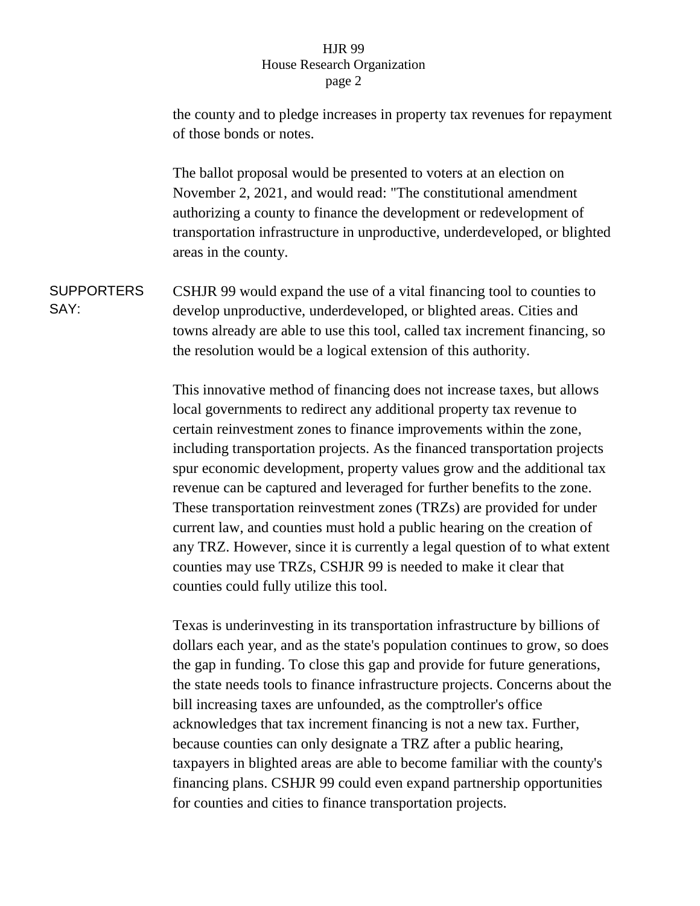the county and to pledge increases in property tax revenues for repayment of those bonds or notes.

The ballot proposal would be presented to voters at an election on November 2, 2021, and would read: "The constitutional amendment authorizing a county to finance the development or redevelopment of transportation infrastructure in unproductive, underdeveloped, or blighted areas in the county.

**SUPPORTERS SAY:**

CSHJR 99 would expand the use of a vital financing tool to counties to develop unproductive, underdeveloped, or blighted areas. Cities and towns already are able to use this tool, called tax increment financing, so the resolution would be a logical extension of this authority.

This innovative method of financing does not increase taxes, but allows local governments to redirect any additional property tax revenue to certain reinvestment zones to finance improvements within the zone, including transportation projects. As the financed transportation projects spur economic development, property values grow and the additional tax revenue can be captured and leveraged for further benefits to the zone. These transportation reinvestment zones (TRZs) are provided for under current law, and counties must hold a public hearing on the creation of any TRZ. However, since it is currently a legal question of to what extent counties may use TRZs, CSHJR 99 is needed to make it clear that counties could fully utilize this tool.

Texas is underinvesting in its transportation infrastructure by billions of dollars each year, and as the state's population continues to grow, so does the gap in funding. To close this gap and provide for future generations, the state needs tools to finance infrastructure projects. Concerns about the bill increasing taxes are unfounded, as the comptroller's office acknowledges that tax increment financing is not a new tax. Further, because counties can only designate a TRZ after a public hearing, taxpayers in blighted areas are able to become familiar with the county's financing plans. CSHJR 99 could even expand partnership opportunities for counties and cities to finance transportation projects.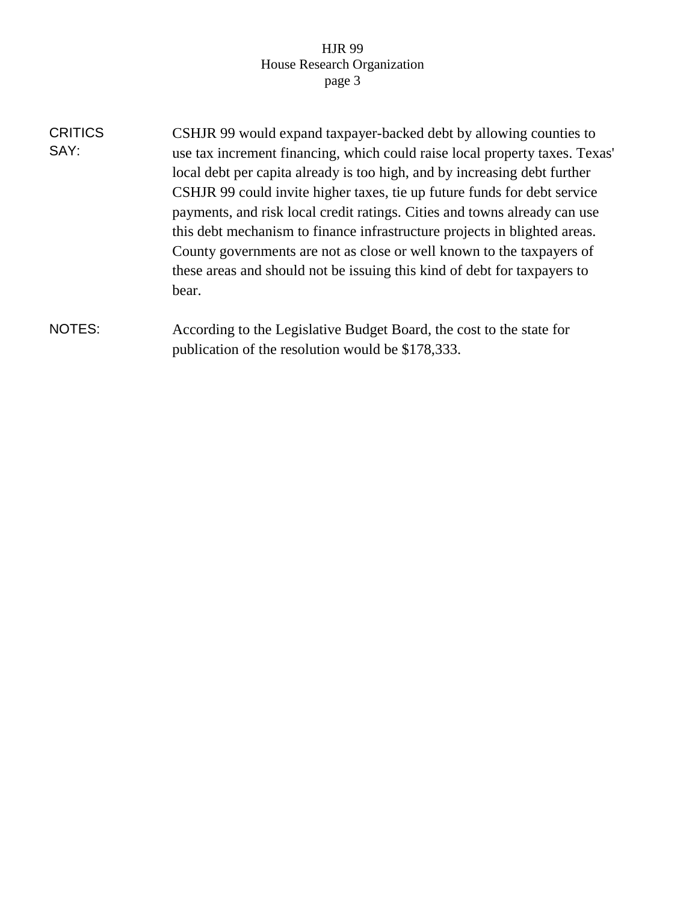**CRITICS SAY:** CSHJR 99 would expand taxpayer-backed debt by allowing counties to use tax increment financing, which could raise local property taxes. Texas' local debt per capita already is too high, and by increasing debt further CSHJR 99 could invite higher taxes, tie up future funds for debt service payments, and risk local credit ratings. Cities and towns already can use this debt mechanism to finance infrastructure projects in blighted areas. County governments are not as close or well known to the taxpayers of these areas and should not be issuing this kind of debt for taxpayers to bear.

**NOTES:** According to the Legislative Budget Board, the cost to the state for publication of the resolution would be $178,333.